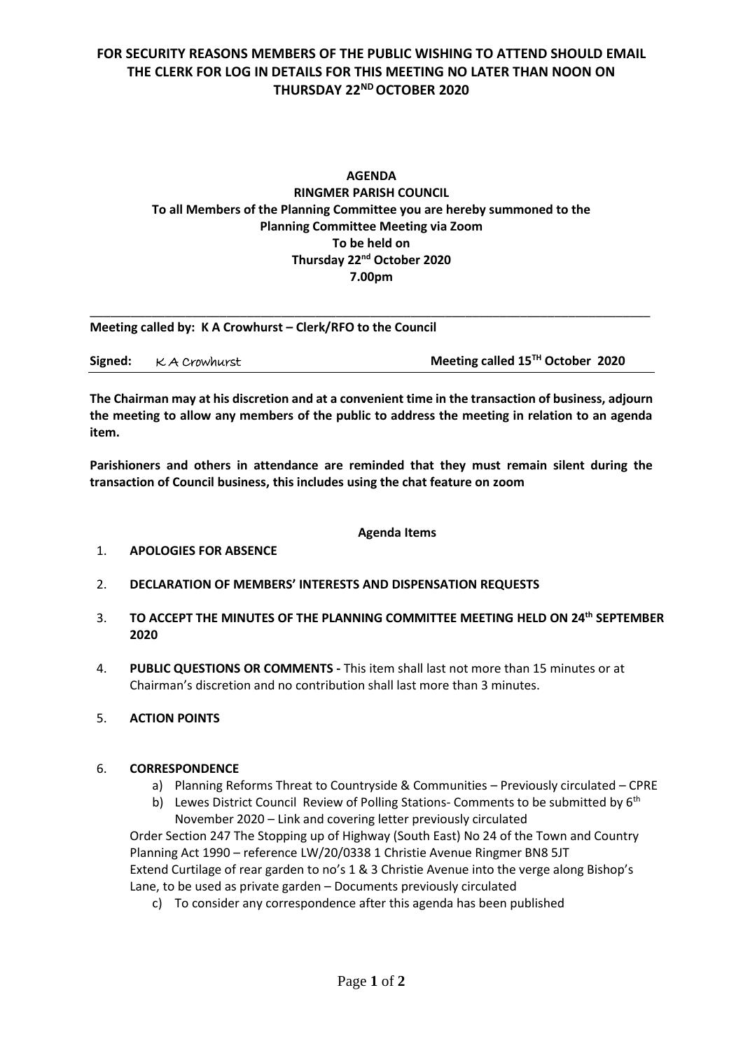**FOR SECURITY REASONS MEMBERS OF THE PUBLIC WISHING TO ATTEND SHOULD EMAIL THE CLERK FOR LOG IN DETAILS FOR THIS MEETING NO LATER THAN NOON ON THURSDAY 22ND OCTOBER 2020**

**AGENDA**
**RINGMER PARISH COUNCIL**
**To all Members of the Planning Committee you are hereby summoned to the Planning Committee Meeting via Zoom**
**To be held on**
**Thursday 22nd October 2020**
**7.00pm**

---

**Meeting called by: K A Crowhurst – Clerk/RFO to the Council**

**Signed:** K A Crowhurst **Meeting called 15TH October 2020**

**The Chairman may at his discretion and at a convenient time in the transaction of business, adjourn the meeting to allow any members of the public to address the meeting in relation to an agenda item.**

**Parishioners and others in attendance are reminded that they must remain silent during the transaction of Council business, this includes using the chat feature on zoom**

**Agenda Items**

1. **APOLOGIES FOR ABSENCE**
2. **DECLARATION OF MEMBERS' INTERESTS AND DISPENSATION REQUESTS**
3. **TO ACCEPT THE MINUTES OF THE PLANNING COMMITTEE MEETING HELD ON 24th SEPTEMBER 2020**
4. **PUBLIC QUESTIONS OR COMMENTS -** This item shall last not more than 15 minutes or at Chairman's discretion and no contribution shall last more than 3 minutes.
5. **ACTION POINTS**
6. **CORRESPONDENCE**
   a) Planning Reforms Threat to Countryside & Communities – Previously circulated – CPRE
   b) Lewes District Council Review of Polling Stations- Comments to be submitted by 6th November 2020 – Link and covering letter previously circulated

   Order Section 247 The Stopping up of Highway (South East) No 24 of the Town and Country Planning Act 1990 – reference LW/20/0338 1 Christie Avenue Ringmer BN8 5JT
   Extend Curtilage of rear garden to no's 1 & 3 Christie Avenue into the verge along Bishop's Lane, to be used as private garden – Documents previously circulated

   c) To consider any correspondence after this agenda has been published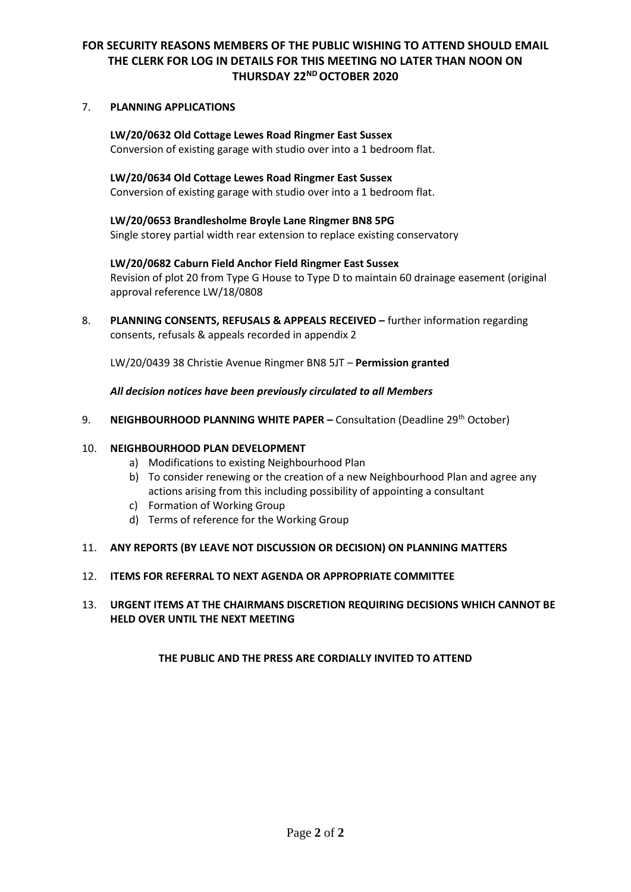**FOR SECURITY REASONS MEMBERS OF THE PUBLIC WISHING TO ATTEND SHOULD EMAIL THE CLERK FOR LOG IN DETAILS FOR THIS MEETING NO LATER THAN NOON ON THURSDAY 22ND OCTOBER 2020**

7. **PLANNING APPLICATIONS**

   **LW/20/0632 Old Cottage Lewes Road Ringmer East Sussex**
   Conversion of existing garage with studio over into a 1 bedroom flat.

   **LW/20/0634 Old Cottage Lewes Road Ringmer East Sussex**
   Conversion of existing garage with studio over into a 1 bedroom flat.

   **LW/20/0653 Brandlesholme Broyle Lane Ringmer BN8 5PG**
   Single storey partial width rear extension to replace existing conservatory

   **LW/20/0682 Caburn Field Anchor Field Ringmer East Sussex**
   Revision of plot 20 from Type G House to Type D to maintain 60 drainage easement (original approval reference LW/18/0808

8. **PLANNING CONSENTS, REFUSALS & APPEALS RECEIVED –** further information regarding consents, refusals & appeals recorded in appendix 2

   LW/20/0439 38 Christie Avenue Ringmer BN8 5JT – **Permission granted**

   ***All decision notices have been previously circulated to all Members***

9. **NEIGHBOURHOOD PLANNING WHITE PAPER –** Consultation (Deadline 29th October)

10. **NEIGHBOURHOOD PLAN DEVELOPMENT**
    a) Modifications to existing Neighbourhood Plan
    b) To consider renewing or the creation of a new Neighbourhood Plan and agree any actions arising from this including possibility of appointing a consultant
    c) Formation of Working Group
    d) Terms of reference for the Working Group

11. **ANY REPORTS (BY LEAVE NOT DISCUSSION OR DECISION) ON PLANNING MATTERS**

12. **ITEMS FOR REFERRAL TO NEXT AGENDA OR APPROPRIATE COMMITTEE**

13. **URGENT ITEMS AT THE CHAIRMANS DISCRETION REQUIRING DECISIONS WHICH CANNOT BE HELD OVER UNTIL THE NEXT MEETING**

**THE PUBLIC AND THE PRESS ARE CORDIALLY INVITED TO ATTEND**